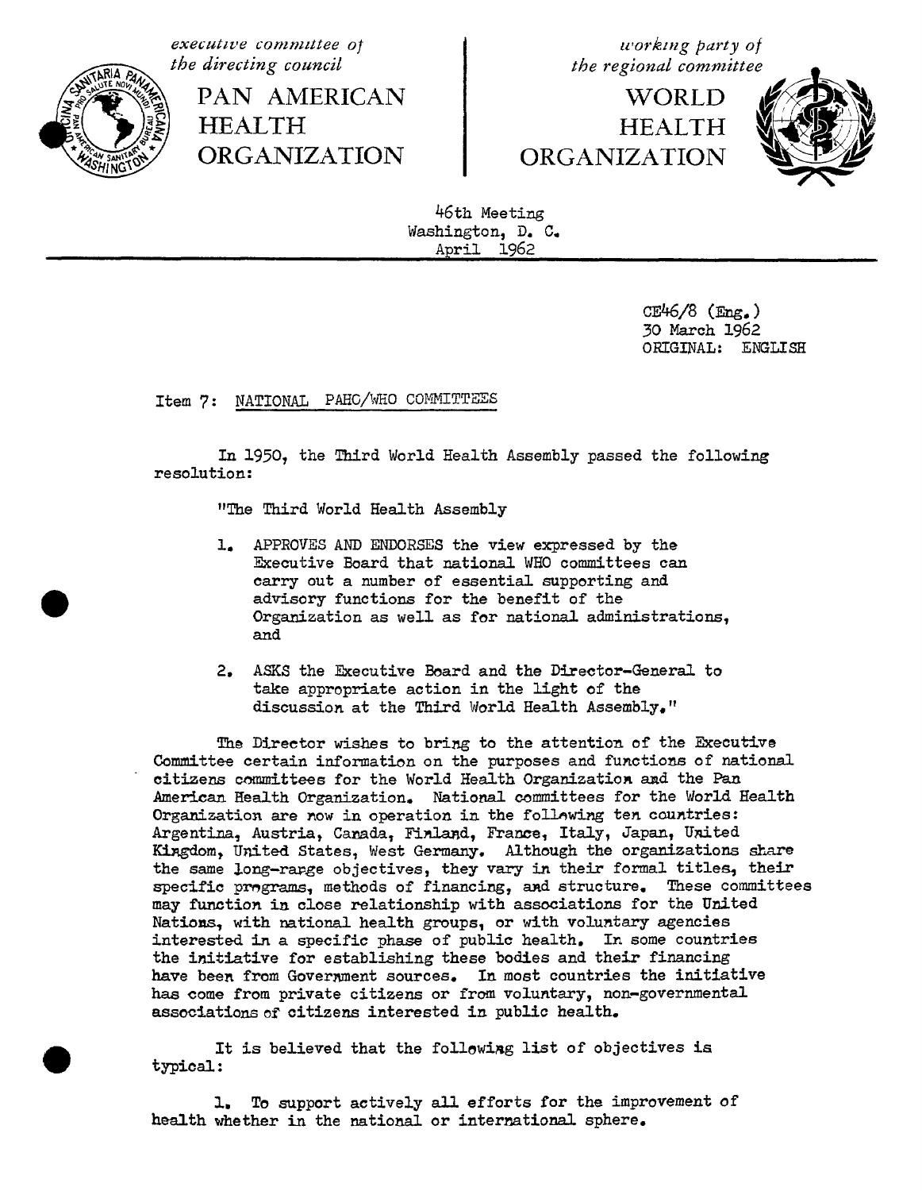*executive committee of the directing council*

PAN AMERICAN HEALTH ORGANIZATION

*working party of the regional committee*

WORLD HEALTH ORGANIZATION

46th Meeting
Washington, D. C.
April 1962

CE46/8 (Eng.)
30 March 1962
ORIGINAL: ENGLISH

Item 7: NATIONAL PAHO/WHO COMMITTEES

In 1950, the Third World Health Assembly passed the following resolution:

"The Third World Health Assembly

1. APPROVES AND ENDORSES the view expressed by the Executive Board that national WHO committees can carry out a number of essential supporting and advisory functions for the benefit of the Organization as well as for national administrations, and

2. ASKS the Executive Board and the Director-General to take appropriate action in the light of the discussion at the Third World Health Assembly."

The Director wishes to bring to the attention of the Executive Committee certain information on the purposes and functions of national citizens committees for the World Health Organization and the Pan American Health Organization. National committees for the World Health Organization are now in operation in the following ten countries: Argentina, Austria, Canada, Finland, France, Italy, Japan, United Kingdom, United States, West Germany. Although the organizations share the same long-range objectives, they vary in their formal titles, their specific programs, methods of financing, and structure. These committees may function in close relationship with associations for the United Nations, with national health groups, or with voluntary agencies interested in a specific phase of public health. In some countries the initiative for establishing these bodies and their financing have been from Government sources. In most countries the initiative has come from private citizens or from voluntary, non-governmental associations of citizens interested in public health.

It is believed that the following list of objectives is typical:

1. To support actively all efforts for the improvement of health whether in the national or international sphere.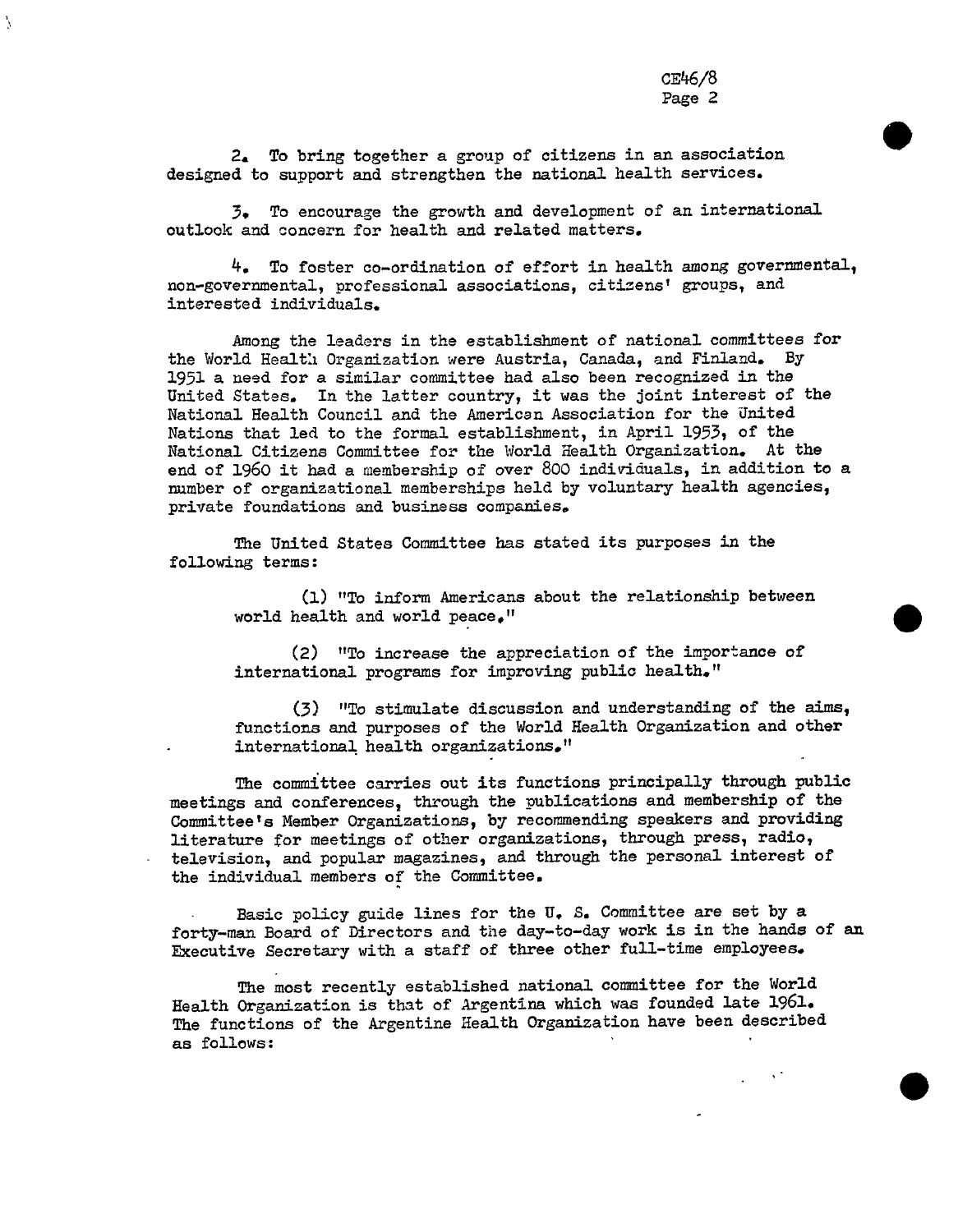2. To bring together a group of citizens in an association designed to support and strengthen the national health services.

3. To encourage the growth and development of an international outlook and concern for health and related matters.

4. To foster co-ordination of effort in health among governmental, non-governmental, professional associations, citizens' groups, and interested individuals.

Among the leaders in the establishment of national committees for the World Health Organization were Austria, Canada, and Finland. By 1951 a need for a similar committee had also been recognized in the United States. In the latter country, it was the joint interest of the National Health Council and the American Association for the United Nations that led to the formal establishment, in April 1953, of the National Citizens Committee for the World Health Organization. At the end of 1960 it had a membership of over 800 individuals, in addition to a number of organizational memberships held by voluntary health agencies, private foundations and business companies.

The United States Committee has stated its purposes in the following terms:

> (1) "To inform Americans about the relationship between world health and world peace."
>
> (2) "To increase the appreciation of the importance of international programs for improving public health."
>
> (3) "To stimulate discussion and understanding of the aims, functions and purposes of the World Health Organization and other international health organizations."

The committee carries out its functions principally through public meetings and conferences, through the publications and membership of the Committee's Member Organizations, by recommending speakers and providing literature for meetings of other organizations, through press, radio, television, and popular magazines, and through the personal interest of the individual members of the Committee.

Basic policy guide lines for the U. S. Committee are set by a forty-man Board of Directors and the day-to-day work is in the hands of an Executive Secretary with a staff of three other full-time employees.

The most recently established national committee for the World Health Organization is that of Argentina which was founded late 1961. The functions of the Argentine Health Organization have been described as follows: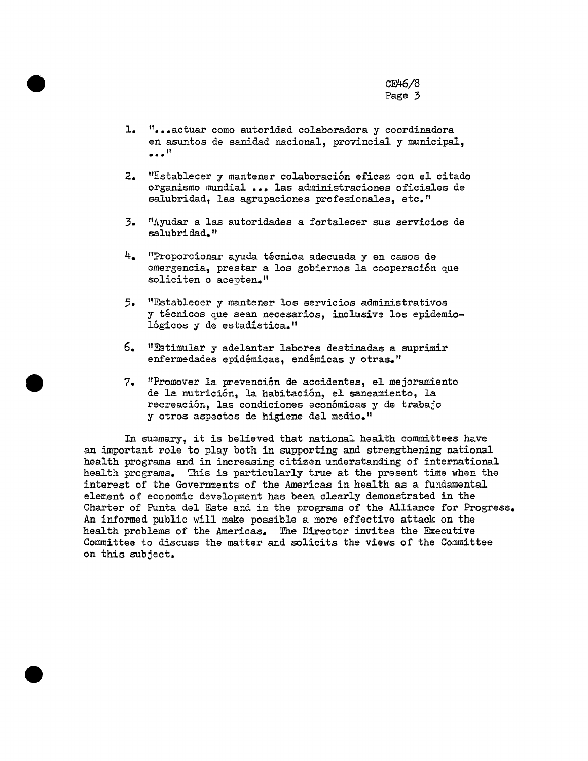1. "...actuar como autoridad colaboradora y coordinadora en asuntos de sanidad nacional, provincial y municipal, ..."

2. "Establecer y mantener colaboración eficaz con el citado organismo mundial ... las administraciones oficiales de salubridad, las agrupaciones profesionales, etc."

3. "Ayudar a las autoridades a fortalecer sus servicios de salubridad."

4. "Proporcionar ayuda técnica adecuada y en casos de emergencia, prestar a los gobiernos la cooperación que soliciten o acepten."

5. "Establecer y mantener los servicios administrativos y técnicos que sean necesarios, inclusive los epidemiológicos y de estadística."

6. "Estimular y adelantar labores destinadas a suprimir enfermedades epidémicas, endémicas y otras."

7. "Promover la prevención de accidentes, el mejoramiento de la nutrición, la habitación, el saneamiento, la recreación, las condiciones económicas y de trabajo y otros aspectos de higiene del medio."

In summary, it is believed that national health committees have an important role to play both in supporting and strengthening national health programs and in increasing citizen understanding of international health programs. This is particularly true at the present time when the interest of the Governments of the Americas in health as a fundamental element of economic development has been clearly demonstrated in the Charter of Punta del Este and in the programs of the Alliance for Progress. An informed public will make possible a more effective attack on the health problems of the Americas. The Director invites the Executive Committee to discuss the matter and solicits the views of the Committee on this subject.